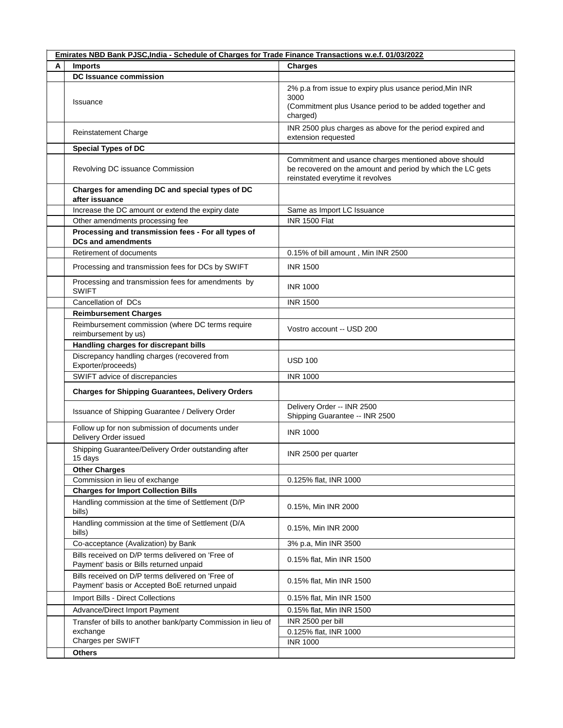| Emirates NBD Bank PJSC,India - Schedule of Charges for Trade Finance Transactions w.e.f. 01/03/2022 | | |
|---|---|---|
| **A** | **Imports** | **Charges** |
| | **DC Issuance commission** | |
| | Issuance | 2% p.a from issue to expiry plus usance period,Min INR 3000<br>(Commitment plus Usance period to be added together and charged) |
| | Reinstatement Charge | INR 2500 plus charges as above for the period expired and extension requested |
| | **Special Types of DC** | |
| | Revolving DC issuance Commission | Commitment and usance charges mentioned above should be recovered on the amount and period by which the LC gets reinstated everytime it revolves |
| | **Charges for amending DC and special types of DC after issuance** | |
| | Increase the DC amount or extend the expiry date | Same as Import LC Issuance |
| | Other amendments processing fee | INR 1500 Flat |
| | **Processing and transmission fees - For all types of DCs and amendments** | |
| | Retirement of documents | 0.15% of bill amount , Min INR 2500 |
| | Processing and transmission fees for DCs by SWIFT | INR 1500 |
| | Processing and transmission fees for amendments by SWIFT | INR 1000 |
| | Cancellation of DCs | INR 1500 |
| | **Reimbursement Charges** | |
| | Reimbursement commission (where DC terms require reimbursement by us) | Vostro account -- USD 200 |
| | **Handling charges for discrepant bills** | |
| | Discrepancy handling charges (recovered from Exporter/proceeds) | USD 100 |
| | SWIFT advice of discrepancies | INR 1000 |
| | **Charges for Shipping Guarantees, Delivery Orders** | |
| | Issuance of Shipping Guarantee / Delivery Order | Delivery Order -- INR 2500<br>Shipping Guarantee -- INR 2500 |
| | Follow up for non submission of documents under Delivery Order issued | INR 1000 |
| | Shipping Guarantee/Delivery Order outstanding after 15 days | INR 2500 per quarter |
| | **Other Charges** | |
| | Commission in lieu of exchange | 0.125% flat, INR 1000 |
| | **Charges for Import Collection Bills** | |
| | Handling commission at the time of Settlement (D/P bills) | 0.15%, Min INR 2000 |
| | Handling commission at the time of Settlement (D/A bills) | 0.15%, Min INR 2000 |
| | Co-acceptance (Avalization) by Bank | 3% p.a, Min INR 3500 |
| | Bills received on D/P terms delivered on 'Free of Payment' basis or Bills returned unpaid | 0.15% flat, Min INR 1500 |
| | Bills received on D/P terms delivered on 'Free of Payment' basis or Accepted BoE returned unpaid | 0.15% flat, Min INR 1500 |
| | Import Bills - Direct Collections | 0.15% flat, Min INR 1500 |
| | Advance/Direct Import Payment | 0.15% flat, Min INR 1500 |
| | Transfer of bills to another bank/party Commission in lieu of exchange<br>Charges per SWIFT | INR 2500 per bill<br>0.125% flat, INR 1000<br>INR 1000 |
| | **Others** | |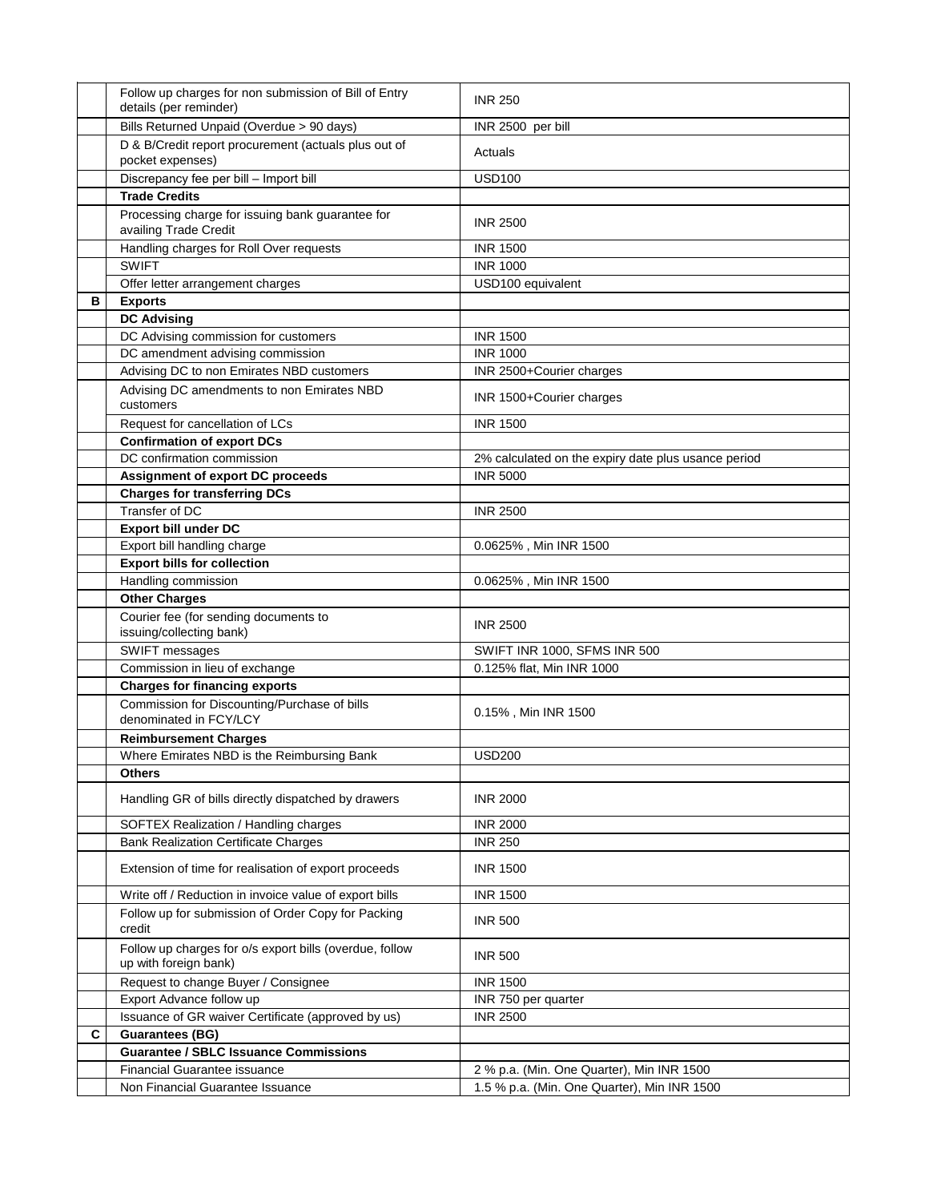| | | |
|---|---|---|
| | Follow up charges for non submission of Bill of Entry details (per reminder) | INR 250 |
| | Bills Returned Unpaid (Overdue > 90 days) | INR 2500 per bill |
| | D & B/Credit report procurement (actuals plus out of pocket expenses) | Actuals |
| | Discrepancy fee per bill – Import bill | USD100 |
| | **Trade Credits** | |
| | Processing charge for issuing bank guarantee for availing Trade Credit | INR 2500 |
| | Handling charges for Roll Over requests | INR 1500 |
| | SWIFT | INR 1000 |
| | Offer letter arrangement charges | USD100 equivalent |
| **B** | **Exports** | |
| | **DC Advising** | |
| | DC Advising commission for customers | INR 1500 |
| | DC amendment advising commission | INR 1000 |
| | Advising DC to non Emirates NBD customers | INR 2500+Courier charges |
| | Advising DC amendments to non Emirates NBD customers | INR 1500+Courier charges |
| | Request for cancellation of LCs | INR 1500 |
| | **Confirmation of export DCs** | |
| | DC confirmation commission | 2% calculated on the expiry date plus usance period |
| | **Assignment of export DC proceeds** | INR 5000 |
| | **Charges for transferring DCs** | |
| | Transfer of DC | INR 2500 |
| | **Export bill under DC** | |
| | Export bill handling charge | 0.0625% , Min INR 1500 |
| | **Export bills for collection** | |
| | Handling commission | 0.0625% , Min INR 1500 |
| | **Other Charges** | |
| | Courier fee (for sending documents to issuing/collecting bank) | INR 2500 |
| | SWIFT messages | SWIFT INR 1000, SFMS INR 500 |
| | Commission in lieu of exchange | 0.125% flat, Min INR 1000 |
| | **Charges for financing exports** | |
| | Commission for Discounting/Purchase of bills denominated in FCY/LCY | 0.15% , Min INR 1500 |
| | **Reimbursement Charges** | |
| | Where Emirates NBD is the Reimbursing Bank | USD200 |
| | **Others** | |
| | Handling GR of bills directly dispatched by drawers | INR 2000 |
| | SOFTEX Realization / Handling charges | INR 2000 |
| | Bank Realization Certificate Charges | INR 250 |
| | Extension of time for realisation of export proceeds | INR 1500 |
| | Write off / Reduction in invoice value of export bills | INR 1500 |
| | Follow up for submission of Order Copy for Packing credit | INR 500 |
| | Follow up charges for o/s export bills (overdue, follow up with foreign bank) | INR 500 |
| | Request to change Buyer / Consignee | INR 1500 |
| | Export Advance follow up | INR 750 per quarter |
| | Issuance of GR waiver Certificate (approved by us) | INR 2500 |
| **C** | **Guarantees (BG)** | |
| | **Guarantee / SBLC Issuance Commissions** | |
| | Financial Guarantee issuance | 2 % p.a. (Min. One Quarter), Min INR 1500 |
| | Non Financial Guarantee Issuance | 1.5 % p.a. (Min. One Quarter), Min INR 1500 |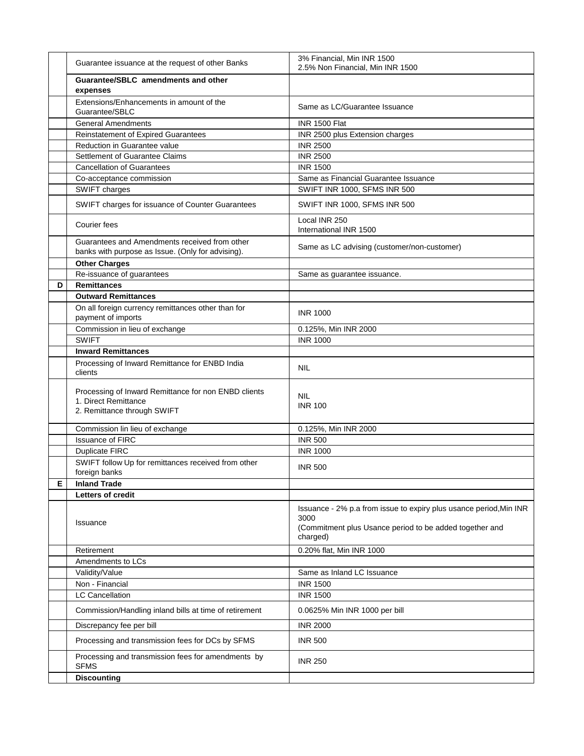| | | |
|---|---|---|
| | Guarantee issuance at the request of other Banks | 3% Financial, Min INR 1500<br>2.5% Non Financial, Min INR 1500 |
| | **Guarantee/SBLC amendments and other expenses** | |
| | Extensions/Enhancements in amount of the Guarantee/SBLC | Same as LC/Guarantee Issuance |
| | General Amendments | INR 1500 Flat |
| | Reinstatement of Expired Guarantees | INR 2500 plus Extension charges |
| | Reduction in Guarantee value | INR 2500 |
| | Settlement of Guarantee Claims | INR 2500 |
| | Cancellation of Guarantees | INR 1500 |
| | Co-acceptance commission | Same as Financial Guarantee Issuance |
| | SWIFT charges | SWIFT INR 1000, SFMS INR 500 |
| | SWIFT charges for issuance of Counter Guarantees | SWIFT INR 1000, SFMS INR 500 |
| | Courier fees | Local INR 250<br>International INR 1500 |
| | Guarantees and Amendments received from other banks with purpose as Issue. (Only for advising). | Same as LC advising (customer/non-customer) |
| | **Other Charges** | |
| | Re-issuance of guarantees | Same as guarantee issuance. |
| **D** | **Remittances** | |
| | **Outward Remittances** | |
| | On all foreign currency remittances other than for payment of imports | INR 1000 |
| | Commission in lieu of exchange | 0.125%, Min INR 2000 |
| | SWIFT | INR 1000 |
| | **Inward Remittances** | |
| | Processing of Inward Remittance for ENBD India clients | NIL |
| | Processing of Inward Remittance for non ENBD clients<br>1. Direct Remittance<br>2. Remittance through SWIFT | NIL<br>INR 100 |
| | Commission lin lieu of exchange | 0.125%, Min INR 2000 |
| | Issuance of FIRC | INR 500 |
| | Duplicate FIRC | INR 1000 |
| | SWIFT follow Up for remittances received from other foreign banks | INR 500 |
| **E** | **Inland Trade** | |
| | **Letters of credit** | |
| | Issuance | Issuance - 2% p.a from issue to expiry plus usance period,Min INR 3000<br>(Commitment plus Usance period to be added together and charged) |
| | Retirement | 0.20% flat, Min INR 1000 |
| | Amendments to LCs | |
| | Validity/Value | Same as Inland LC Issuance |
| | Non - Financial | INR 1500 |
| | LC Cancellation | INR 1500 |
| | Commission/Handling inland bills at time of retirement | 0.0625% Min INR 1000 per bill |
| | Discrepancy fee per bill | INR 2000 |
| | Processing and transmission fees for DCs by SFMS | INR 500 |
| | Processing and transmission fees for amendments by SFMS | INR 250 |
| | **Discounting** | |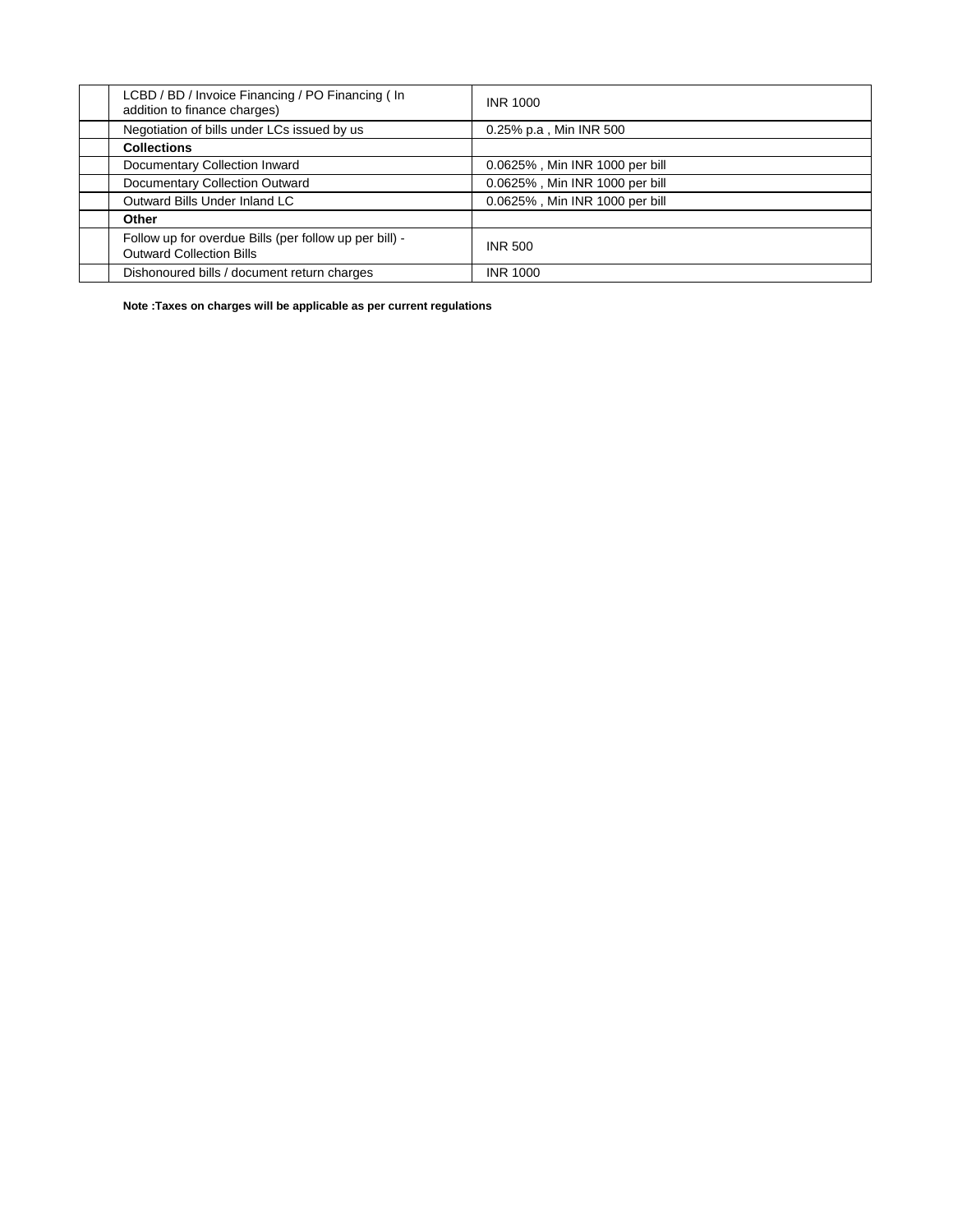| | | |
|---|---|---|
| | LCBD / BD / Invoice Financing / PO Financing ( In addition to finance charges) | INR 1000 |
| | Negotiation of bills under LCs issued by us | 0.25% p.a , Min INR 500 |
| | **Collections** | |
| | Documentary Collection Inward | 0.0625% , Min INR 1000 per bill |
| | Documentary Collection Outward | 0.0625% , Min INR 1000 per bill |
| | Outward Bills Under Inland LC | 0.0625% , Min INR 1000 per bill |
| | **Other** | |
| | Follow up for overdue Bills (per follow up per bill) - Outward Collection Bills | INR 500 |
| | Dishonoured bills / document return charges | INR 1000 |

**Note :Taxes on charges will be applicable as per current regulations**